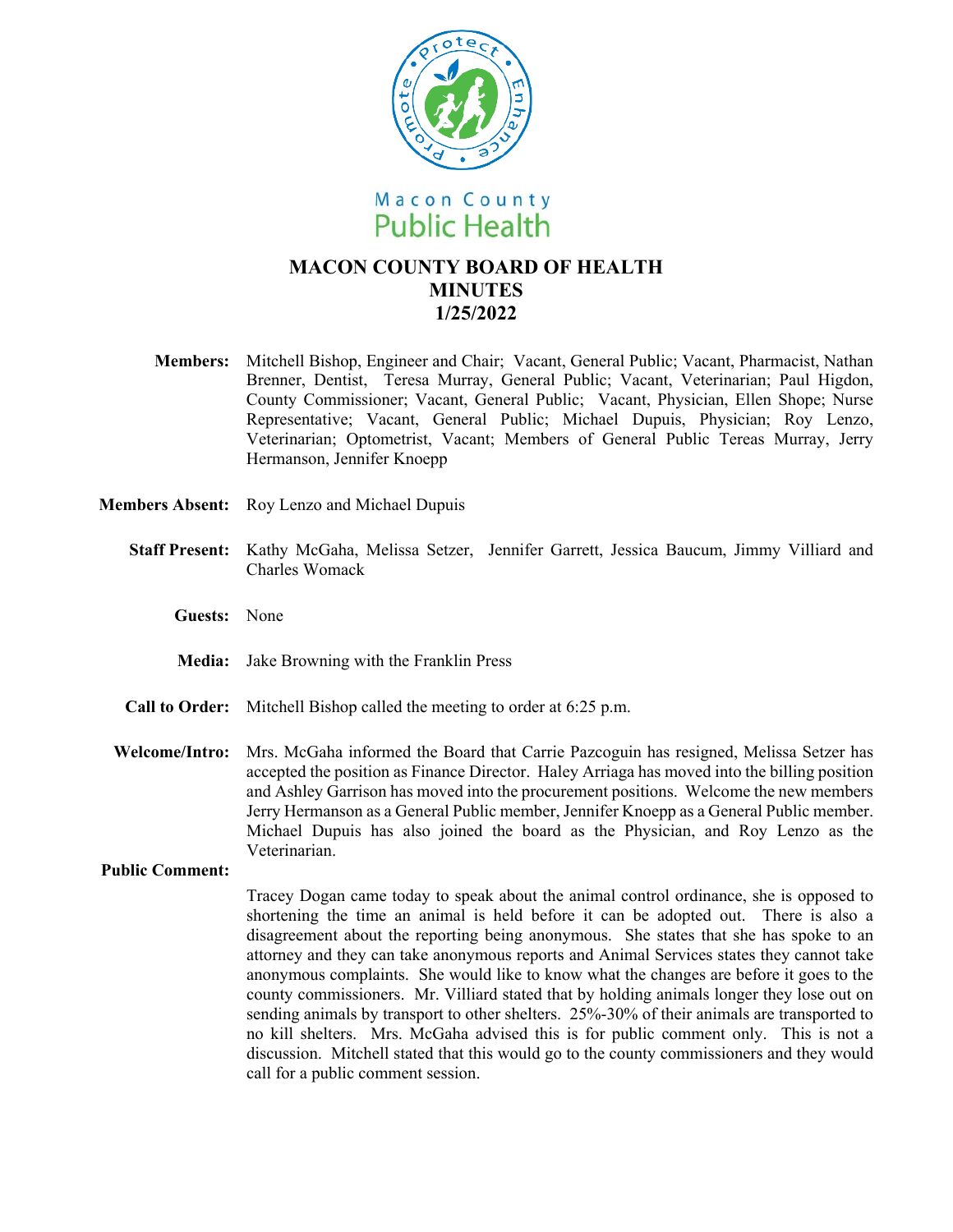Macon County Public Health

# MACON COUNTY BOARD OF HEALTH MINUTES 1/25/2022

**Members:** Mitchell Bishop, Engineer and Chair; Vacant, General Public; Vacant, Pharmacist, Nathan Brenner, Dentist, Teresa Murray, General Public; Vacant, Veterinarian; Paul Higdon, County Commissioner; Vacant, General Public; Vacant, Physician, Ellen Shope; Nurse Representative; Vacant, General Public; Michael Dupuis, Physician; Roy Lenzo, Veterinarian; Optometrist, Vacant; Members of General Public Tereas Murray, Jerry Hermanson, Jennifer Knoepp

**Members Absent:** Roy Lenzo and Michael Dupuis

**Staff Present:** Kathy McGaha, Melissa Setzer, Jennifer Garrett, Jessica Baucum, Jimmy Villiard and Charles Womack

**Guests:** None

**Media:** Jake Browning with the Franklin Press

**Call to Order:** Mitchell Bishop called the meeting to order at 6:25 p.m.

**Welcome/Intro:** Mrs. McGaha informed the Board that Carrie Pazcoguin has resigned, Melissa Setzer has accepted the position as Finance Director. Haley Arriaga has moved into the billing position and Ashley Garrison has moved into the procurement positions. Welcome the new members Jerry Hermanson as a General Public member, Jennifer Knoepp as a General Public member. Michael Dupuis has also joined the board as the Physician, and Roy Lenzo as the Veterinarian.

**Public Comment:**

Tracey Dogan came today to speak about the animal control ordinance, she is opposed to shortening the time an animal is held before it can be adopted out. There is also a disagreement about the reporting being anonymous. She states that she has spoke to an attorney and they can take anonymous reports and Animal Services states they cannot take anonymous complaints. She would like to know what the changes are before it goes to the county commissioners. Mr. Villiard stated that by holding animals longer they lose out on sending animals by transport to other shelters. 25%-30% of their animals are transported to no kill shelters. Mrs. McGaha advised this is for public comment only. This is not a discussion. Mitchell stated that this would go to the county commissioners and they would call for a public comment session.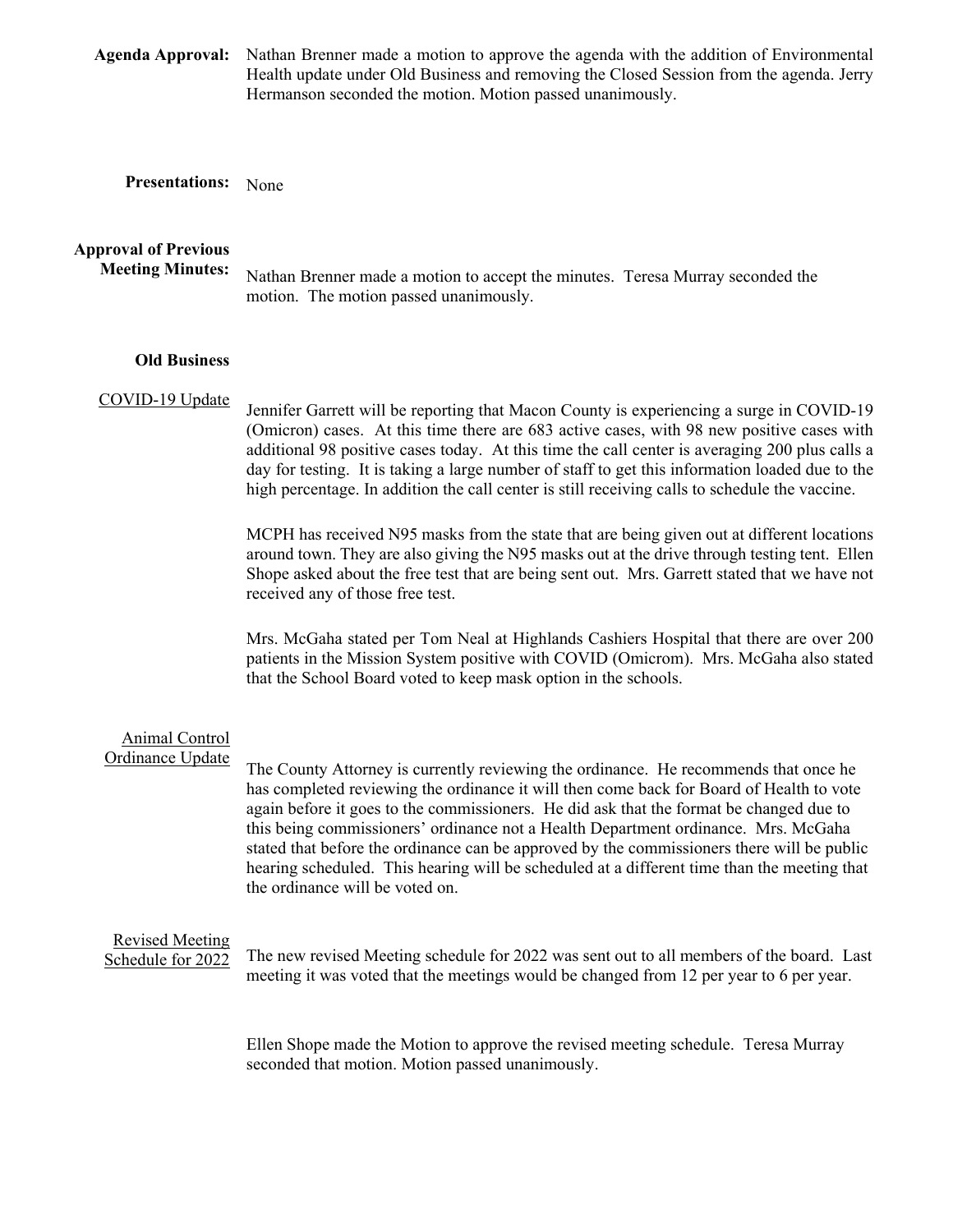**Agenda Approval:** Nathan Brenner made a motion to approve the agenda with the addition of Environmental Health update under Old Business and removing the Closed Session from the agenda. Jerry Hermanson seconded the motion. Motion passed unanimously.

**Presentations:** None

**Approval of Previous Meeting Minutes:** Nathan Brenner made a motion to accept the minutes. Teresa Murray seconded the motion. The motion passed unanimously.

**Old Business**

COVID-19 Update

Jennifer Garrett will be reporting that Macon County is experiencing a surge in COVID-19 (Omicron) cases. At this time there are 683 active cases, with 98 new positive cases with additional 98 positive cases today. At this time the call center is averaging 200 plus calls a day for testing. It is taking a large number of staff to get this information loaded due to the high percentage. In addition the call center is still receiving calls to schedule the vaccine.

MCPH has received N95 masks from the state that are being given out at different locations around town. They are also giving the N95 masks out at the drive through testing tent. Ellen Shope asked about the free test that are being sent out. Mrs. Garrett stated that we have not received any of those free test.

Mrs. McGaha stated per Tom Neal at Highlands Cashiers Hospital that there are over 200 patients in the Mission System positive with COVID (Omicrom). Mrs. McGaha also stated that the School Board voted to keep mask option in the schools.

Animal Control Ordinance Update

The County Attorney is currently reviewing the ordinance. He recommends that once he has completed reviewing the ordinance it will then come back for Board of Health to vote again before it goes to the commissioners. He did ask that the format be changed due to this being commissioners' ordinance not a Health Department ordinance. Mrs. McGaha stated that before the ordinance can be approved by the commissioners there will be public hearing scheduled. This hearing will be scheduled at a different time than the meeting that the ordinance will be voted on.

Revised Meeting Schedule for 2022

The new revised Meeting schedule for 2022 was sent out to all members of the board. Last meeting it was voted that the meetings would be changed from 12 per year to 6 per year.

Ellen Shope made the Motion to approve the revised meeting schedule. Teresa Murray seconded that motion. Motion passed unanimously.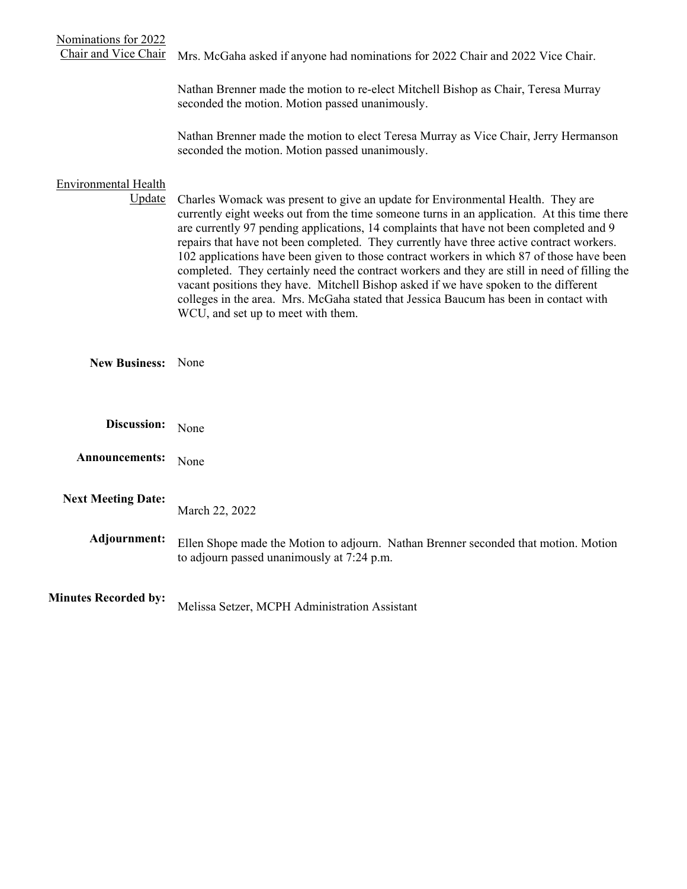**Nominations for 2022 Chair and Vice Chair**

Mrs. McGaha asked if anyone had nominations for 2022 Chair and 2022 Vice Chair.

Nathan Brenner made the motion to re-elect Mitchell Bishop as Chair, Teresa Murray seconded the motion. Motion passed unanimously.

Nathan Brenner made the motion to elect Teresa Murray as Vice Chair, Jerry Hermanson seconded the motion. Motion passed unanimously.

**Environmental Health Update**

Charles Womack was present to give an update for Environmental Health. They are currently eight weeks out from the time someone turns in an application. At this time there are currently 97 pending applications, 14 complaints that have not been completed and 9 repairs that have not been completed. They currently have three active contract workers. 102 applications have been given to those contract workers in which 87 of those have been completed. They certainly need the contract workers and they are still in need of filling the vacant positions they have. Mitchell Bishop asked if we have spoken to the different colleges in the area. Mrs. McGaha stated that Jessica Baucum has been in contact with WCU, and set up to meet with them.

**New Business:** None

**Discussion:** None

**Announcements:** None

**Next Meeting Date:** March 22, 2022

**Adjournment:** Ellen Shope made the Motion to adjourn. Nathan Brenner seconded that motion. Motion to adjourn passed unanimously at 7:24 p.m.

**Minutes Recorded by:** Melissa Setzer, MCPH Administration Assistant